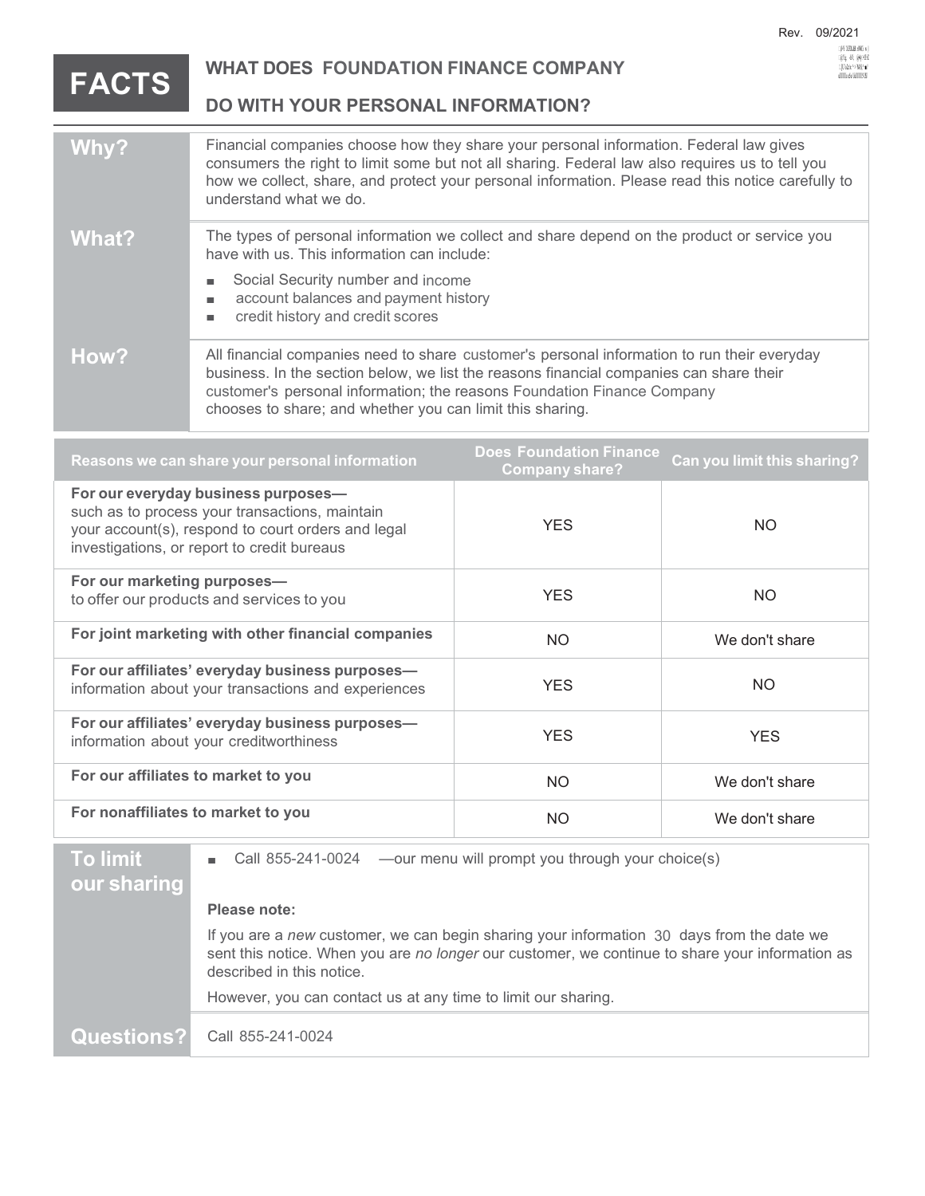Rev. 09/2021

# FACTS

## WHAT DOES FOUNDATION FINANCE COMPANY DO WITH YOUR PERSONAL INFORMATION?

| | |
|---|---|
| **Why?** | Financial companies choose how they share your personal information. Federal law gives consumers the right to limit some but not all sharing. Federal law also requires us to tell you how we collect, share, and protect your personal information. Please read this notice carefully to understand what we do. |
| **What?** | The types of personal information we collect and share depend on the product or service you have with us. This information can include:<br>▪ Social Security number and income<br>▪ account balances and payment history<br>▪ credit history and credit scores |
| **How?** | All financial companies need to share customer's personal information to run their everyday business. In the section below, we list the reasons financial companies can share their customer's personal information; the reasons Foundation Finance Company chooses to share; and whether you can limit this sharing. |

| Reasons we can share your personal information | Does Foundation Finance Company share? | Can you limit this sharing? |
|---|---|---|
| **For our everyday business purposes—** such as to process your transactions, maintain your account(s), respond to court orders and legal investigations, or report to credit bureaus | YES | NO |
| **For our marketing purposes—** to offer our products and services to you | YES | NO |
| **For joint marketing with other financial companies** | NO | We don't share |
| **For our affiliates' everyday business purposes—** information about your transactions and experiences | YES | NO |
| **For our affiliates' everyday business purposes—** information about your creditworthiness | YES | YES |
| **For our affiliates to market to you** | NO | We don't share |
| **For nonaffiliates to market to you** | NO | We don't share |

| | |
|---|---|
| **To limit our sharing** | ▪ Call 855-241-0024 —our menu will prompt you through your choice(s)<br><br>**Please note:**<br><br>If you are a *new* customer, we can begin sharing your information 30 days from the date we sent this notice. When you are *no longer* our customer, we continue to share your information as described in this notice.<br><br>However, you can contact us at any time to limit our sharing. |
| **Questions?** | Call 855-241-0024 |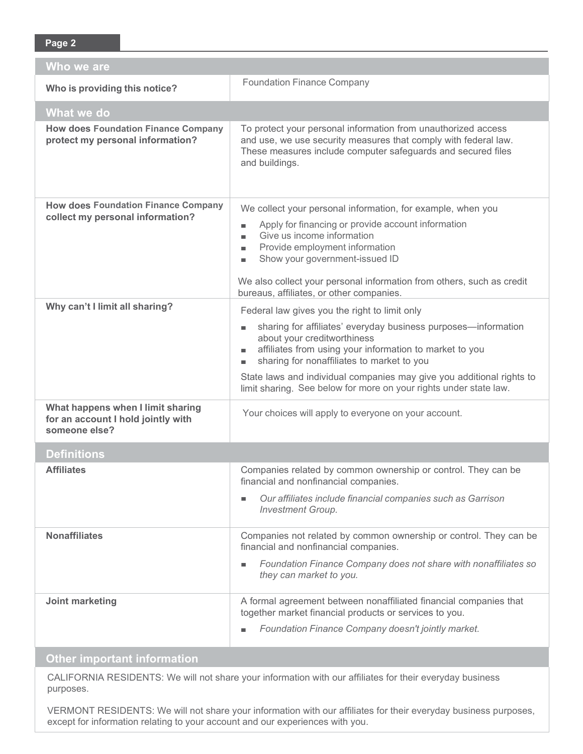| Who we are | |
|---|---|
| **Who is providing this notice?** | Foundation Finance Company |

| What we do | |
|---|---|
| **How does Foundation Finance Company protect my personal information?** | To protect your personal information from unauthorized access and use, we use security measures that comply with federal law. These measures include computer safeguards and secured files and buildings. |
| **How does Foundation Finance Company collect my personal information?** | We collect your personal information, for example, when you<br>■ Apply for financing or provide account information<br>■ Give us income information<br>■ Provide employment information<br>■ Show your government-issued ID<br><br>We also collect your personal information from others, such as credit bureaus, affiliates, or other companies. |
| **Why can't I limit all sharing?** | Federal law gives you the right to limit only<br>■ sharing for affiliates' everyday business purposes—information about your creditworthiness<br>■ affiliates from using your information to market to you<br>■ sharing for nonaffiliates to market to you<br><br>State laws and individual companies may give you additional rights to limit sharing. See below for more on your rights under state law. |
| **What happens when I limit sharing for an account I hold jointly with someone else?** | Your choices will apply to everyone on your account. |

| Definitions | |
|---|---|
| **Affiliates** | Companies related by common ownership or control. They can be financial and nonfinancial companies.<br>■ *Our affiliates include financial companies such as Garrison Investment Group.* |
| **Nonaffiliates** | Companies not related by common ownership or control. They can be financial and nonfinancial companies.<br>■ *Foundation Finance Company does not share with nonaffiliates so they can market to you.* |
| **Joint marketing** | A formal agreement between nonaffiliated financial companies that together market financial products or services to you.<br>■ *Foundation Finance Company doesn't jointly market.* |

## Other important information

CALIFORNIA RESIDENTS: We will not share your information with our affiliates for their everyday business purposes.

VERMONT RESIDENTS: We will not share your information with our affiliates for their everyday business purposes, except for information relating to your account and our experiences with you.